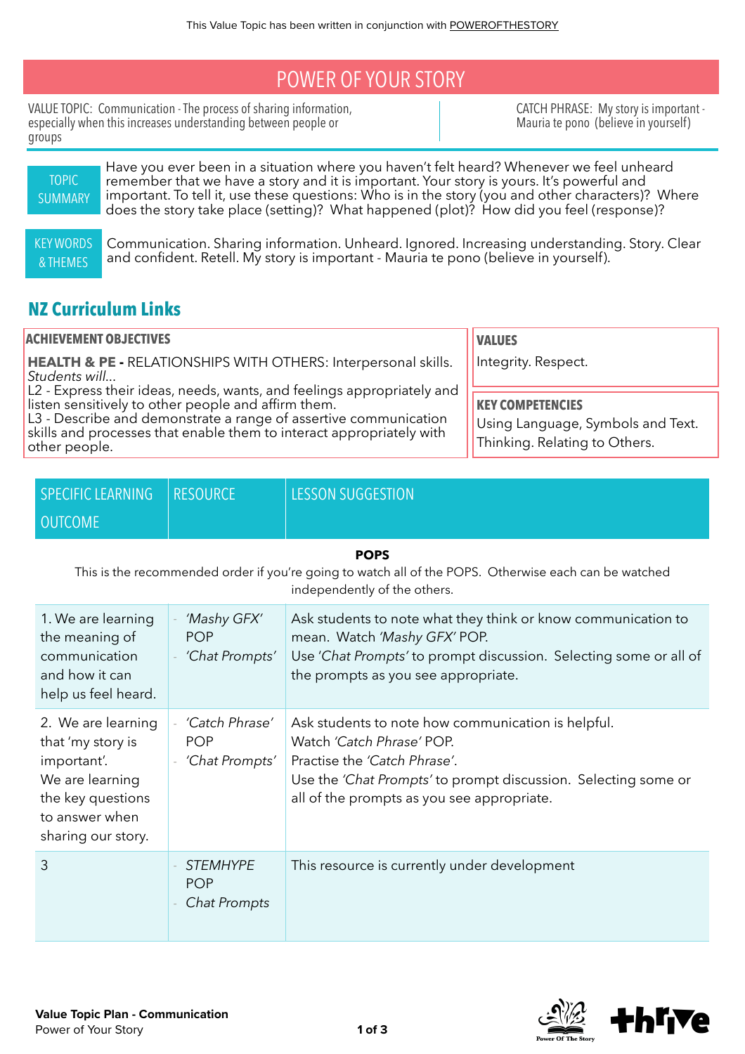This Value Topic has been written in conjunction with POWEROFTHESTORY

# POWER OF YOUR STORY

VALUE TOPIC: Communication - The process of sharing information, especially when this increases understanding between people or groups

CATCH PHRASE: My story is important - Mauria te pono (believe in yourself)

**TOPIC SUMMARY**

Have you ever been in a situation where you haven't felt heard? Whenever we feel unheard remember that we have a story and it is important. Your story is yours. It's powerful and important. To tell it, use these questions: Who is in the story (you and other characters)? Where does the story take place (setting)? What happened (plot)? How did you feel (response)?

**KEY WORDS & THEMES**

Communication. Sharing information. Unheard. Ignored. Increasing understanding. Story. Clear and confident. Retell. My story is important - Mauria te pono (believe in yourself).

## NZ Curriculum Links

**ACHIEVEMENT OBJECTIVES**

**HEALTH & PE -** RELATIONSHIPS WITH OTHERS: Interpersonal skills.
*Students will...*
L2 - Express their ideas, needs, wants, and feelings appropriately and listen sensitively to other people and affirm them.
L3 - Describe and demonstrate a range of assertive communication skills and processes that enable them to interact appropriately with other people.

**VALUES**

Integrity. Respect.

**KEY COMPETENCIES**

Using Language, Symbols and Text. Thinking. Relating to Others.

| SPECIFIC LEARNING OUTCOME | RESOURCE | LESSON SUGGESTION |
|---|---|---|
| **POPS** — This is the recommended order if you're going to watch all of the POPS. Otherwise each can be watched independently of the others. | | |
| 1. We are learning the meaning of communication and how it can help us feel heard. | - *'Mashy GFX'* POP<br>- *'Chat Prompts'* | Ask students to note what they think or know communication to mean. Watch *'Mashy GFX'* POP.<br>Use *'Chat Prompts'* to prompt discussion. Selecting some or all of the prompts as you see appropriate. |
| 2. We are learning that 'my story is important'.<br>We are learning the key questions to answer when sharing our story. | - *'Catch Phrase'* POP<br>- *'Chat Prompts'* | Ask students to note how communication is helpful.<br>Watch *'Catch Phrase'* POP.<br>Practise the *'Catch Phrase'*.<br>Use the *'Chat Prompts'* to prompt discussion. Selecting some or all of the prompts as you see appropriate. |
| 3 | - *STEMHYPE* POP<br>- *Chat Prompts* | This resource is currently under development |

Value Topic Plan - Communication
Power of Your Story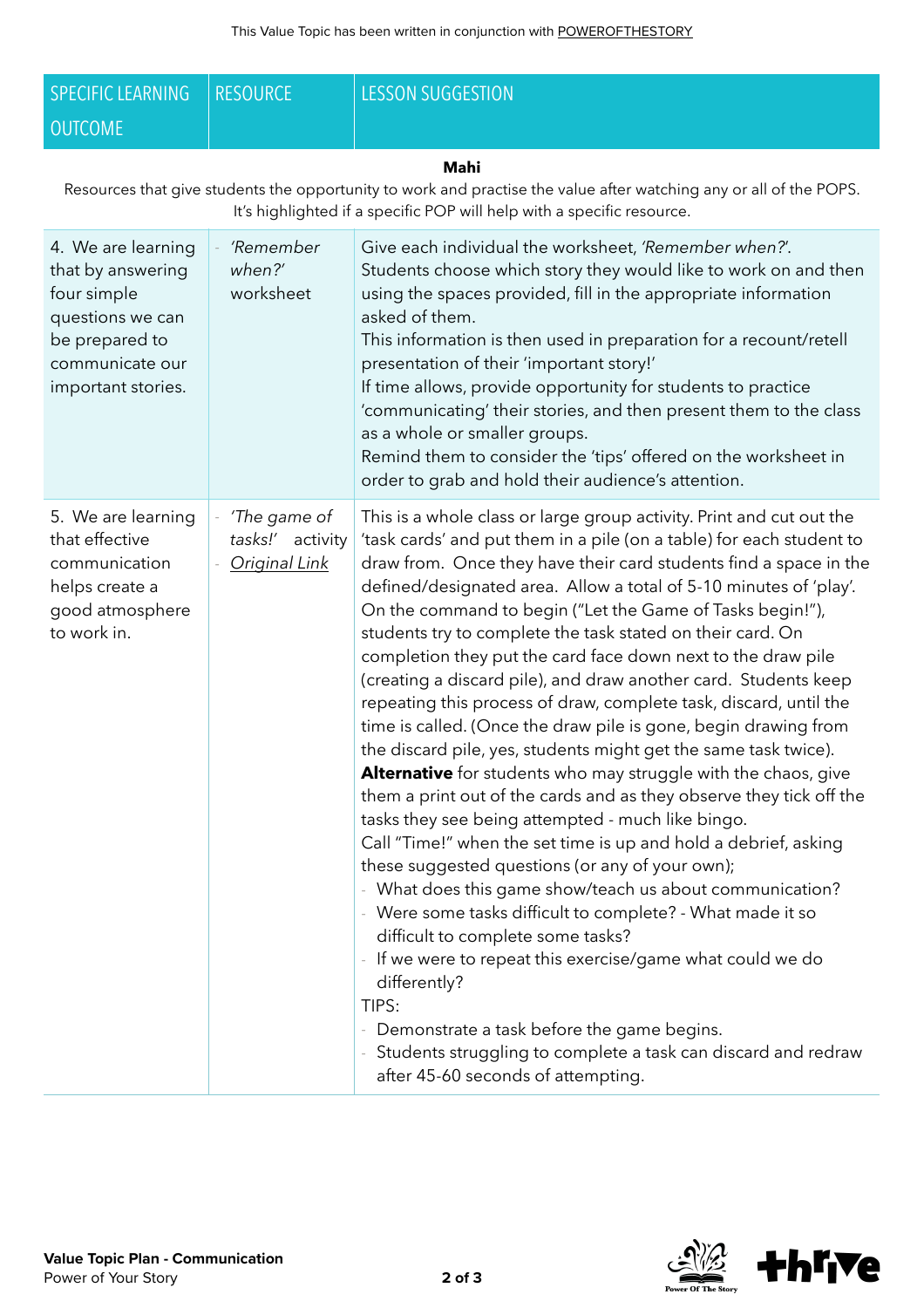This Value Topic has been written in conjunction with POWEROFTHESTORY

| SPECIFIC LEARNING OUTCOME | RESOURCE | LESSON SUGGESTION |
| --- | --- | --- |
| **Mahi**<br>Resources that give students the opportunity to work and practise the value after watching any or all of the POPS. It's highlighted if a specific POP will help with a specific resource. | | |
| 4. We are learning that by answering four simple questions we can be prepared to communicate our important stories. | - *'Remember when?'* worksheet | Give each individual the worksheet, *'Remember when?'*. Students choose which story they would like to work on and then using the spaces provided, fill in the appropriate information asked of them.<br>This information is then used in preparation for a recount/retell presentation of their 'important story!'<br>If time allows, provide opportunity for students to practice 'communicating' their stories, and then present them to the class as a whole or smaller groups.<br>Remind them to consider the 'tips' offered on the worksheet in order to grab and hold their audience's attention. |
| 5. We are learning that effective communication helps create a good atmosphere to work in. | - *'The game of tasks!'* activity<br>- *Original Link* | This is a whole class or large group activity. Print and cut out the 'task cards' and put them in a pile (on a table) for each student to draw from. Once they have their card students find a space in the defined/designated area. Allow a total of 5-10 minutes of 'play'. On the command to begin ("Let the Game of Tasks begin!"), students try to complete the task stated on their card. On completion they put the card face down next to the draw pile (creating a discard pile), and draw another card. Students keep repeating this process of draw, complete task, discard, until the time is called. (Once the draw pile is gone, begin drawing from the discard pile, yes, students might get the same task twice).<br>**Alternative** for students who may struggle with the chaos, give them a print out of the cards and as they observe they tick off the tasks they see being attempted - much like bingo.<br>Call "Time!" when the set time is up and hold a debrief, asking these suggested questions (or any of your own);<br>- What does this game show/teach us about communication?<br>- Were some tasks difficult to complete? - What made it so difficult to complete some tasks?<br>- If we were to repeat this exercise/game what could we do differently?<br>TIPS:<br>- Demonstrate a task before the game begins.<br>- Students struggling to complete a task can discard and redraw after 45-60 seconds of attempting. |

**Value Topic Plan - Communication**
Power of Your Story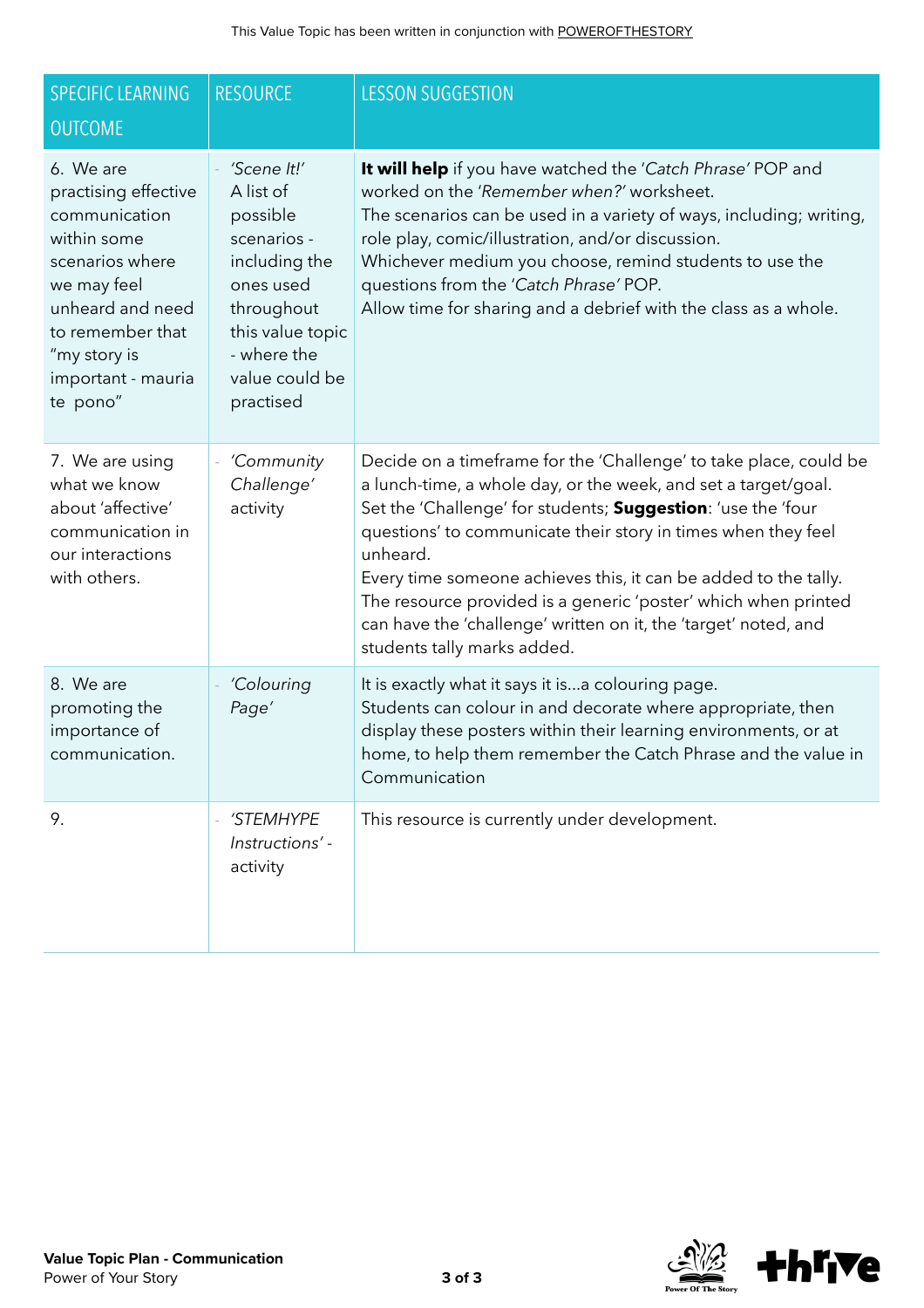This Value Topic has been written in conjunction with POWEROFTHESTORY

| SPECIFIC LEARNING OUTCOME | RESOURCE | LESSON SUGGESTION |
|---|---|---|
| 6. We are practising effective communication within some scenarios where we may feel unheard and need to remember that "my story is important - mauria te pono" | - *'Scene It!'* A list of possible scenarios - including the ones used throughout this value topic - where the value could be practised | **It will help** if you have watched the *'Catch Phrase'* POP and worked on the *'Remember when?'* worksheet.<br>The scenarios can be used in a variety of ways, including; writing, role play, comic/illustration, and/or discussion.<br>Whichever medium you choose, remind students to use the questions from the *'Catch Phrase'* POP.<br>Allow time for sharing and a debrief with the class as a whole. |
| 7. We are using what we know about 'affective' communication in our interactions with others. | - *'Community Challenge'* activity | Decide on a timeframe for the 'Challenge' to take place, could be a lunch-time, a whole day, or the week, and set a target/goal.<br>Set the 'Challenge' for students; **Suggestion**: 'use the 'four questions' to communicate their story in times when they feel unheard.<br>Every time someone achieves this, it can be added to the tally.<br>The resource provided is a generic 'poster' which when printed can have the 'challenge' written on it, the 'target' noted, and students tally marks added. |
| 8. We are promoting the importance of communication. | - *'Colouring Page'* | It is exactly what it says it is...a colouring page.<br>Students can colour in and decorate where appropriate, then display these posters within their learning environments, or at home, to help them remember the Catch Phrase and the value in Communication |
| 9. | - *'STEMHYPE Instructions'* - activity | This resource is currently under development. |

**Value Topic Plan - Communication**
Power of Your Story